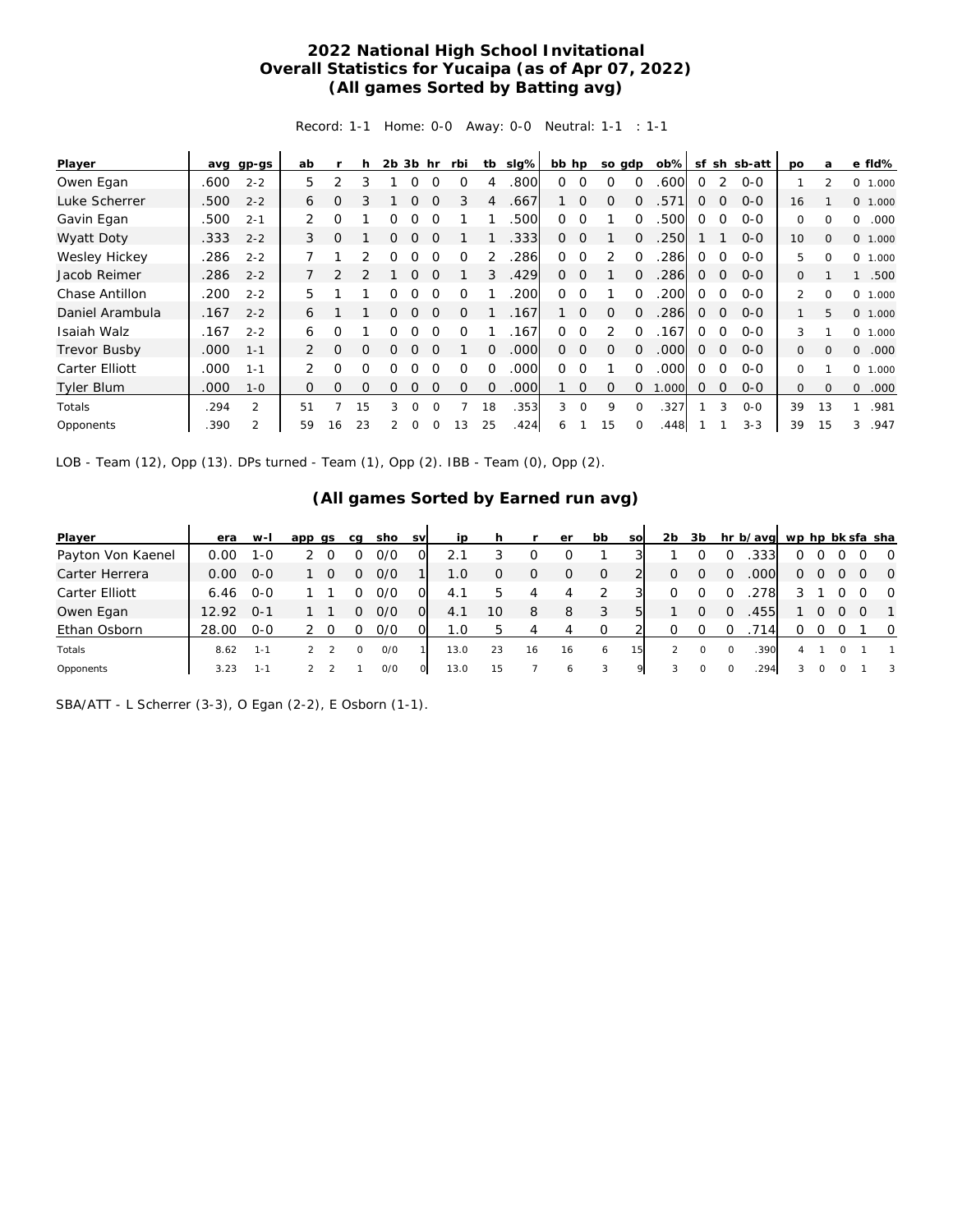## 2022 National High School Invitational
## Overall Statistics for Yucaipa (as of Apr 07, 2022)
## (All games Sorted by Batting avg)

Record: 1-1 Home: 0-0 Away: 0-0 Neutral: 1-1 : 1-1

| Player | avg | gp-gs | ab | r | h | 2b | 3b | hr | rbi | tb | slg% | bb | hp | so | gdp | ob% | sf | sh | sb-att | po | a | e | fld% |
|---|---|---|---|---|---|---|---|---|---|---|---|---|---|---|---|---|---|---|---|---|---|---|---|
| Owen Egan | .600 | 2-2 | 5 | 2 | 3 | 1 | 0 | 0 | 0 | 4 | .800 | 0 | 0 | 0 | 0 | .600 | 0 | 2 | 0-0 | 1 | 2 | 0 | 1.000 |
| Luke Scherrer | .500 | 2-2 | 6 | 0 | 3 | 1 | 0 | 0 | 3 | 4 | .667 | 1 | 0 | 0 | 0 | .571 | 0 | 0 | 0-0 | 16 | 1 | 0 | 1.000 |
| Gavin Egan | .500 | 2-1 | 2 | 0 | 1 | 0 | 0 | 0 | 1 | 1 | .500 | 0 | 0 | 1 | 0 | .500 | 0 | 0 | 0-0 | 0 | 0 | 0 | .000 |
| Wyatt Doty | .333 | 2-2 | 3 | 0 | 1 | 0 | 0 | 0 | 1 | 1 | .333 | 0 | 0 | 1 | 0 | .250 | 1 | 1 | 0-0 | 10 | 0 | 0 | 1.000 |
| Wesley Hickey | .286 | 2-2 | 7 | 1 | 2 | 0 | 0 | 0 | 0 | 2 | .286 | 0 | 0 | 2 | 0 | .286 | 0 | 0 | 0-0 | 5 | 0 | 0 | 1.000 |
| Jacob Reimer | .286 | 2-2 | 7 | 2 | 2 | 1 | 0 | 0 | 1 | 3 | .429 | 0 | 0 | 1 | 0 | .286 | 0 | 0 | 0-0 | 0 | 1 | 1 | .500 |
| Chase Antillon | .200 | 2-2 | 5 | 1 | 1 | 0 | 0 | 0 | 0 | 1 | .200 | 0 | 0 | 1 | 0 | .200 | 0 | 0 | 0-0 | 2 | 0 | 0 | 1.000 |
| Daniel Arambula | .167 | 2-2 | 6 | 1 | 1 | 0 | 0 | 0 | 0 | 1 | .167 | 1 | 0 | 0 | 0 | .286 | 0 | 0 | 0-0 | 1 | 5 | 0 | 1.000 |
| Isaiah Walz | .167 | 2-2 | 6 | 0 | 1 | 0 | 0 | 0 | 0 | 1 | .167 | 0 | 0 | 2 | 0 | .167 | 0 | 0 | 0-0 | 3 | 1 | 0 | 1.000 |
| Trevor Busby | .000 | 1-1 | 2 | 0 | 0 | 0 | 0 | 0 | 1 | 0 | .000 | 0 | 0 | 0 | 0 | .000 | 0 | 0 | 0-0 | 0 | 0 | 0 | .000 |
| Carter Elliott | .000 | 1-1 | 2 | 0 | 0 | 0 | 0 | 0 | 0 | 0 | .000 | 0 | 0 | 1 | 0 | .000 | 0 | 0 | 0-0 | 0 | 1 | 0 | 1.000 |
| Tyler Blum | .000 | 1-0 | 0 | 0 | 0 | 0 | 0 | 0 | 0 | 0 | .000 | 1 | 0 | 0 | 0 | 1.000 | 0 | 0 | 0-0 | 0 | 0 | 0 | .000 |
| Totals | .294 | 2 | 51 | 7 | 15 | 3 | 0 | 0 | 7 | 18 | .353 | 3 | 0 | 9 | 0 | .327 | 1 | 3 | 0-0 | 39 | 13 | 1 | .981 |
| Opponents | .390 | 2 | 59 | 16 | 23 | 2 | 0 | 0 | 13 | 25 | .424 | 6 | 1 | 15 | 0 | .448 | 1 | 1 | 3-3 | 39 | 15 | 3 | .947 |

LOB - Team (12), Opp (13). DPs turned - Team (1), Opp (2). IBB - Team (0), Opp (2).

## (All games Sorted by Earned run avg)

| Player | era | w-l | app | gs | cg | sho | sv | ip | h | r | er | bb | so | 2b | 3b | hr | b/avg | wp | hp | bk | sfa | sha |
|---|---|---|---|---|---|---|---|---|---|---|---|---|---|---|---|---|---|---|---|---|---|---|
| Payton Von Kaenel | 0.00 | 1-0 | 2 | 0 | 0 | 0/0 | 0 | 2.1 | 3 | 0 | 0 | 1 | 3 | 1 | 0 | 0 | .333 | 0 | 0 | 0 | 0 | 0 |
| Carter Herrera | 0.00 | 0-0 | 1 | 0 | 0 | 0/0 | 1 | 1.0 | 0 | 0 | 0 | 0 | 2 | 0 | 0 | 0 | .000 | 0 | 0 | 0 | 0 | 0 |
| Carter Elliott | 6.46 | 0-0 | 1 | 1 | 0 | 0/0 | 0 | 4.1 | 5 | 4 | 4 | 2 | 3 | 0 | 0 | 0 | .278 | 3 | 1 | 0 | 0 | 0 |
| Owen Egan | 12.92 | 0-1 | 1 | 1 | 0 | 0/0 | 0 | 4.1 | 10 | 8 | 8 | 3 | 5 | 1 | 0 | 0 | .455 | 1 | 0 | 0 | 0 | 1 |
| Ethan Osborn | 28.00 | 0-0 | 2 | 0 | 0 | 0/0 | 0 | 1.0 | 5 | 4 | 4 | 0 | 2 | 0 | 0 | 0 | .714 | 0 | 0 | 0 | 1 | 0 |
| Totals | 8.62 | 1-1 | 2 | 2 | 0 | 0/0 | 1 | 13.0 | 23 | 16 | 16 | 6 | 15 | 2 | 0 | 0 | .390 | 4 | 1 | 0 | 1 | 1 |
| Opponents | 3.23 | 1-1 | 2 | 2 | 1 | 0/0 | 0 | 13.0 | 15 | 7 | 6 | 3 | 9 | 3 | 0 | 0 | .294 | 3 | 0 | 0 | 1 | 3 |

SBA/ATT - L Scherrer (3-3), O Egan (2-2), E Osborn (1-1).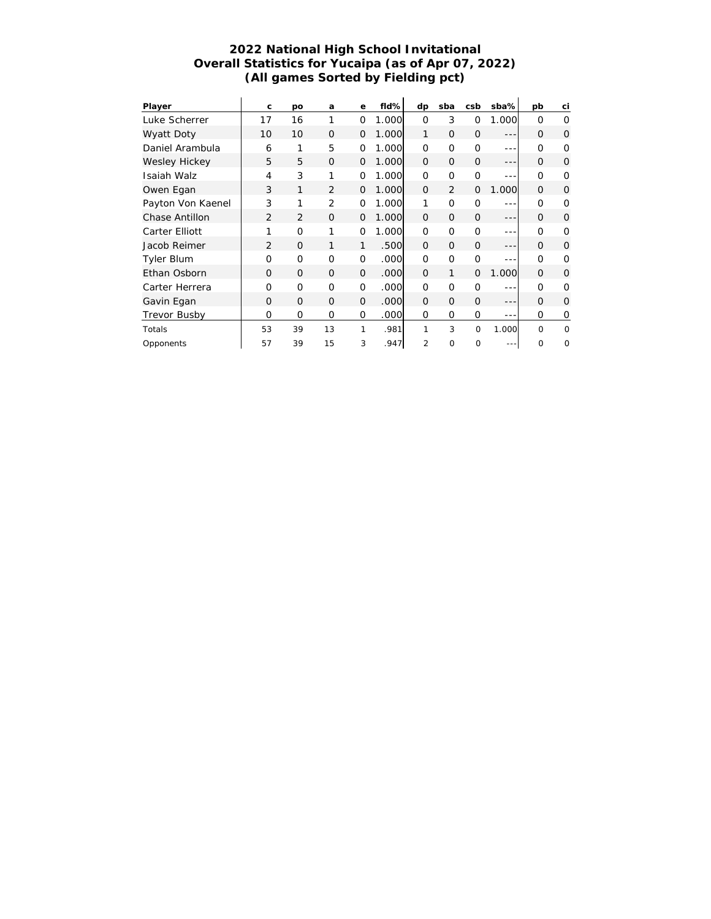# 2022 National High School Invitational
## Overall Statistics for Yucaipa (as of Apr 07, 2022)
### (All games Sorted by Fielding pct)

| Player | c | po | a | e | fld% | dp | sba | csb | sba% | pb | ci |
|---|---|---|---|---|---|---|---|---|---|---|---|
| Luke Scherrer | 17 | 16 | 1 | 0 | 1.000 | 0 | 3 | 0 | 1.000 | 0 | 0 |
| Wyatt Doty | 10 | 10 | 0 | 0 | 1.000 | 1 | 0 | 0 | --- | 0 | 0 |
| Daniel Arambula | 6 | 1 | 5 | 0 | 1.000 | 0 | 0 | 0 | --- | 0 | 0 |
| Wesley Hickey | 5 | 5 | 0 | 0 | 1.000 | 0 | 0 | 0 | --- | 0 | 0 |
| Isaiah Walz | 4 | 3 | 1 | 0 | 1.000 | 0 | 0 | 0 | --- | 0 | 0 |
| Owen Egan | 3 | 1 | 2 | 0 | 1.000 | 0 | 2 | 0 | 1.000 | 0 | 0 |
| Payton Von Kaenel | 3 | 1 | 2 | 0 | 1.000 | 1 | 0 | 0 | --- | 0 | 0 |
| Chase Antillon | 2 | 2 | 0 | 0 | 1.000 | 0 | 0 | 0 | --- | 0 | 0 |
| Carter Elliott | 1 | 0 | 1 | 0 | 1.000 | 0 | 0 | 0 | --- | 0 | 0 |
| Jacob Reimer | 2 | 0 | 1 | 1 | .500 | 0 | 0 | 0 | --- | 0 | 0 |
| Tyler Blum | 0 | 0 | 0 | 0 | .000 | 0 | 0 | 0 | --- | 0 | 0 |
| Ethan Osborn | 0 | 0 | 0 | 0 | .000 | 0 | 1 | 0 | 1.000 | 0 | 0 |
| Carter Herrera | 0 | 0 | 0 | 0 | .000 | 0 | 0 | 0 | --- | 0 | 0 |
| Gavin Egan | 0 | 0 | 0 | 0 | .000 | 0 | 0 | 0 | --- | 0 | 0 |
| Trevor Busby | 0 | 0 | 0 | 0 | .000 | 0 | 0 | 0 | --- | 0 | 0 |
| Totals | 53 | 39 | 13 | 1 | .981 | 1 | 3 | 0 | 1.000 | 0 | 0 |
| Opponents | 57 | 39 | 15 | 3 | .947 | 2 | 0 | 0 | --- | 0 | 0 |